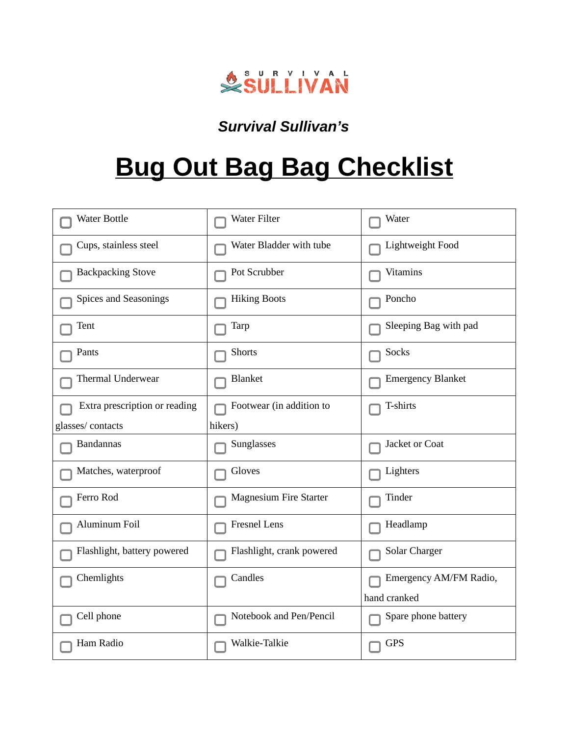SURVIVAL SULLIVAN

***Survival Sullivan's***

# Bug Out Bag Bag Checklist

| | | |
|---|---|---|
| ☐ Water Bottle | ☐ Water Filter | ☐ Water |
| ☐ Cups, stainless steel | ☐ Water Bladder with tube | ☐ Lightweight Food |
| ☐ Backpacking Stove | ☐ Pot Scrubber | ☐ Vitamins |
| ☐ Spices and Seasonings | ☐ Hiking Boots | ☐ Poncho |
| ☐ Tent | ☐ Tarp | ☐ Sleeping Bag with pad |
| ☐ Pants | ☐ Shorts | ☐ Socks |
| ☐ Thermal Underwear | ☐ Blanket | ☐ Emergency Blanket |
| ☐ Extra prescription or reading glasses/ contacts | ☐ Footwear (in addition to hikers) | ☐ T-shirts |
| ☐ Bandannas | ☐ Sunglasses | ☐ Jacket or Coat |
| ☐ Matches, waterproof | ☐ Gloves | ☐ Lighters |
| ☐ Ferro Rod | ☐ Magnesium Fire Starter | ☐ Tinder |
| ☐ Aluminum Foil | ☐ Fresnel Lens | ☐ Headlamp |
| ☐ Flashlight, battery powered | ☐ Flashlight, crank powered | ☐ Solar Charger |
| ☐ Chemlights | ☐ Candles | ☐ Emergency AM/FM Radio, hand cranked |
| ☐ Cell phone | ☐ Notebook and Pen/Pencil | ☐ Spare phone battery |
| ☐ Ham Radio | ☐ Walkie-Talkie | ☐ GPS |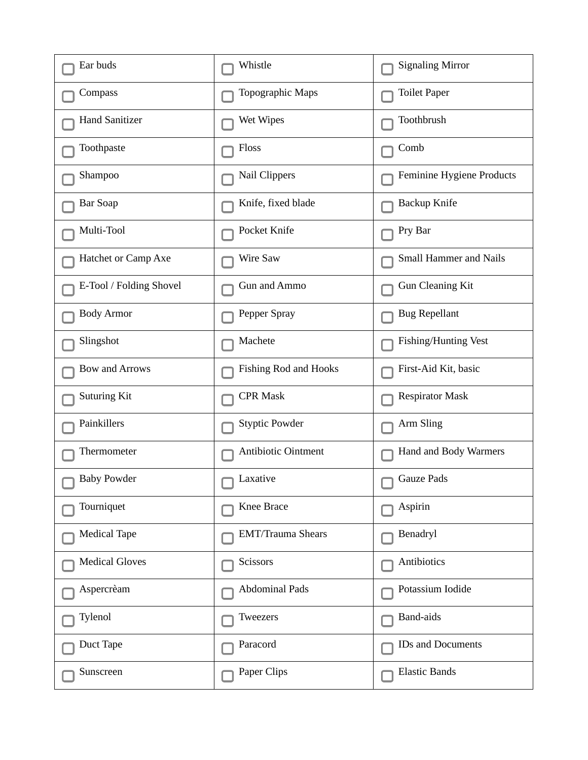| | | |
|---|---|---|
| ☐ Ear buds | ☐ Whistle | ☐ Signaling Mirror |
| ☐ Compass | ☐ Topographic Maps | ☐ Toilet Paper |
| ☐ Hand Sanitizer | ☐ Wet Wipes | ☐ Toothbrush |
| ☐ Toothpaste | ☐ Floss | ☐ Comb |
| ☐ Shampoo | ☐ Nail Clippers | ☐ Feminine Hygiene Products |
| ☐ Bar Soap | ☐ Knife, fixed blade | ☐ Backup Knife |
| ☐ Multi-Tool | ☐ Pocket Knife | ☐ Pry Bar |
| ☐ Hatchet or Camp Axe | ☐ Wire Saw | ☐ Small Hammer and Nails |
| ☐ E-Tool / Folding Shovel | ☐ Gun and Ammo | ☐ Gun Cleaning Kit |
| ☐ Body Armor | ☐ Pepper Spray | ☐ Bug Repellant |
| ☐ Slingshot | ☐ Machete | ☐ Fishing/Hunting Vest |
| ☐ Bow and Arrows | ☐ Fishing Rod and Hooks | ☐ First-Aid Kit, basic |
| ☐ Suturing Kit | ☐ CPR Mask | ☐ Respirator Mask |
| ☐ Painkillers | ☐ Styptic Powder | ☐ Arm Sling |
| ☐ Thermometer | ☐ Antibiotic Ointment | ☐ Hand and Body Warmers |
| ☐ Baby Powder | ☐ Laxative | ☐ Gauze Pads |
| ☐ Tourniquet | ☐ Knee Brace | ☐ Aspirin |
| ☐ Medical Tape | ☐ EMT/Trauma Shears | ☐ Benadryl |
| ☐ Medical Gloves | ☐ Scissors | ☐ Antibiotics |
| ☐ Aspercrèam | ☐ Abdominal Pads | ☐ Potassium Iodide |
| ☐ Tylenol | ☐ Tweezers | ☐ Band-aids |
| ☐ Duct Tape | ☐ Paracord | ☐ IDs and Documents |
| ☐ Sunscreen | ☐ Paper Clips | ☐ Elastic Bands |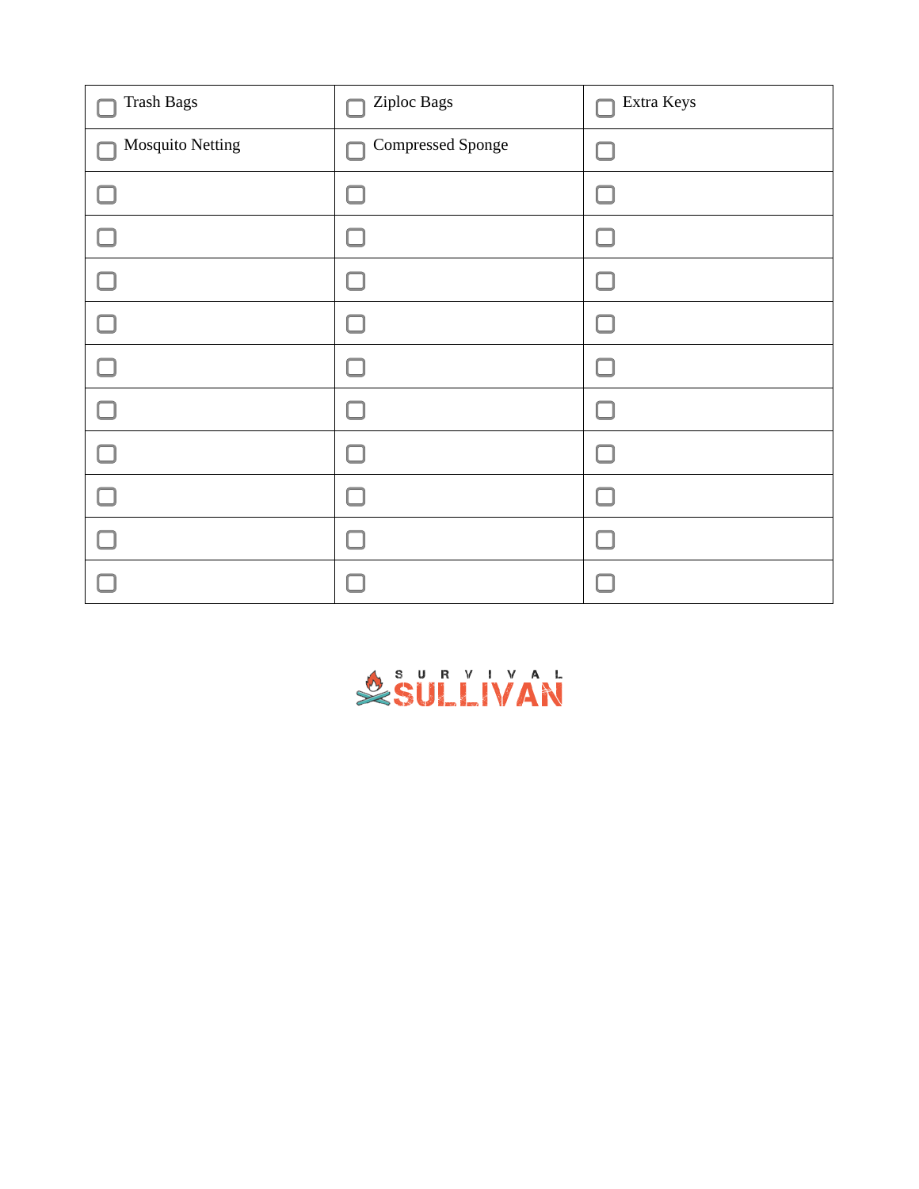| | | |
|---|---|---|
| ☐ Trash Bags | ☐ Ziploc Bags | ☐ Extra Keys |
| ☐ Mosquito Netting | ☐ Compressed Sponge | ☐ |
| ☐ | ☐ | ☐ |
| ☐ | ☐ | ☐ |
| ☐ | ☐ | ☐ |
| ☐ | ☐ | ☐ |
| ☐ | ☐ | ☐ |
| ☐ | ☐ | ☐ |
| ☐ | ☐ | ☐ |
| ☐ | ☐ | ☐ |
| ☐ | ☐ | ☐ |
| ☐ | ☐ | ☐ |

SURVIVAL SULLIVAN